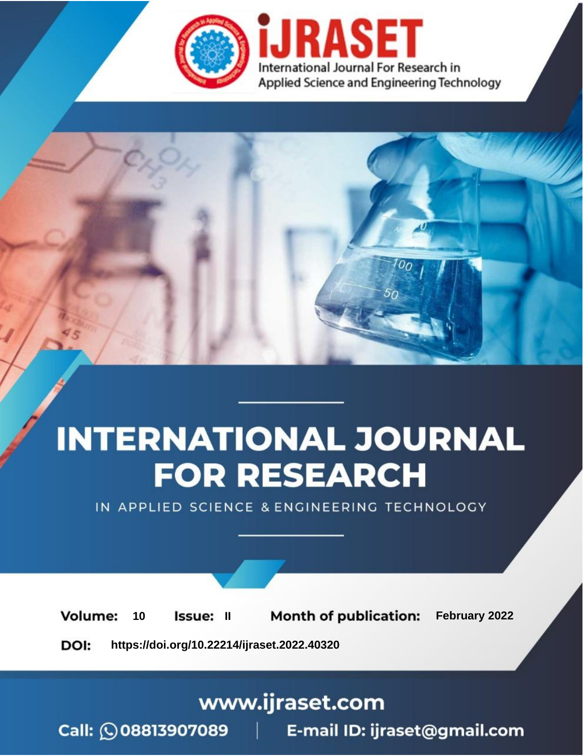iJRASET

International Journal For Research in Applied Science and Engineering Technology

# INTERNATIONAL JOURNAL FOR RESEARCH

IN APPLIED SCIENCE & ENGINEERING TECHNOLOGY

**Volume:** 10 **Issue:** II **Month of publication:** February 2022

**DOI:** https://doi.org/10.22214/ijraset.2022.40320

www.ijraset.com

Call: 08813907089 | E-mail ID: ijraset@gmail.com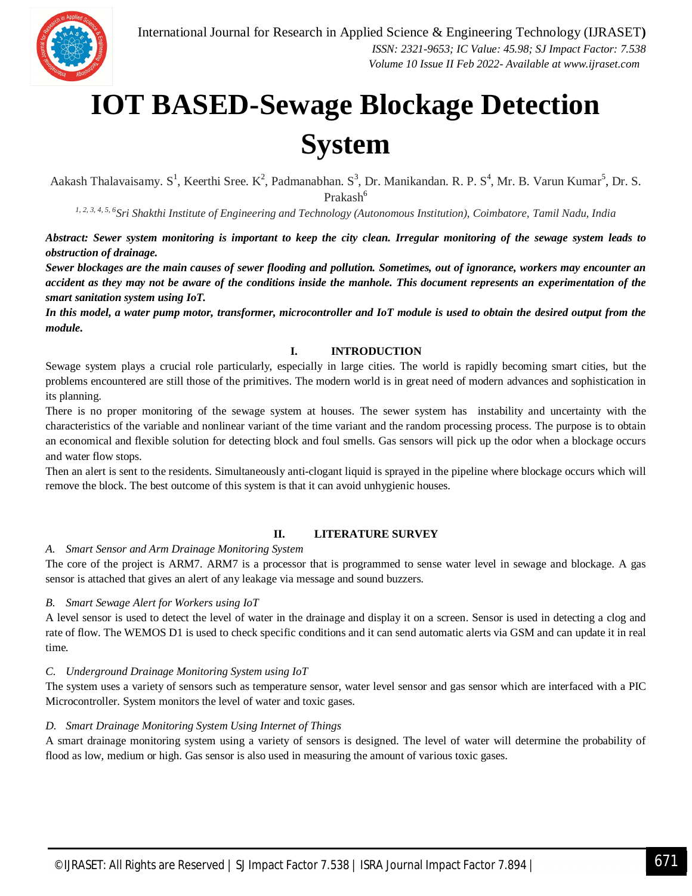# IOT BASED-Sewage Blockage Detection System

Aakash Thalavaisamy. S[1], Keerthi Sree. K[2], Padmanabhan. S[3], Dr. Manikandan. R. P. S[4], Mr. B. Varun Kumar[5], Dr. S. Prakash[6]

[1, 2, 3, 4, 5, 6] *Sri Shakthi Institute of Engineering and Technology (Autonomous Institution), Coimbatore, Tamil Nadu, India*

***Abstract:** Sewer system monitoring is important to keep the city clean. Irregular monitoring of the sewage system leads to obstruction of drainage.*

***Sewer blockages are the main causes of sewer flooding and pollution. Sometimes, out of ignorance, workers may encounter an accident as they may not be aware of the conditions inside the manhole. This document represents an experimentation of the smart sanitation system using IoT.***

***In this model, a water pump motor, transformer, microcontroller and IoT module is used to obtain the desired output from the module.***

## I. INTRODUCTION

Sewage system plays a crucial role particularly, especially in large cities. The world is rapidly becoming smart cities, but the problems encountered are still those of the primitives. The modern world is in great need of modern advances and sophistication in its planning.

There is no proper monitoring of the sewage system at houses. The sewer system has instability and uncertainty with the characteristics of the variable and nonlinear variant of the time variant and the random processing process. The purpose is to obtain an economical and flexible solution for detecting block and foul smells. Gas sensors will pick up the odor when a blockage occurs and water flow stops.

Then an alert is sent to the residents. Simultaneously anti-clogant liquid is sprayed in the pipeline where blockage occurs which will remove the block. The best outcome of this system is that it can avoid unhygienic houses.

## II. LITERATURE SURVEY

### *A. Smart Sensor and Arm Drainage Monitoring System*

The core of the project is ARM7. ARM7 is a processor that is programmed to sense water level in sewage and blockage. A gas sensor is attached that gives an alert of any leakage via message and sound buzzers.

### *B. Smart Sewage Alert for Workers using IoT*

A level sensor is used to detect the level of water in the drainage and display it on a screen. Sensor is used in detecting a clog and rate of flow. The WEMOS D1 is used to check specific conditions and it can send automatic alerts via GSM and can update it in real time.

### *C. Underground Drainage Monitoring System using IoT*

The system uses a variety of sensors such as temperature sensor, water level sensor and gas sensor which are interfaced with a PIC Microcontroller. System monitors the level of water and toxic gases.

### *D. Smart Drainage Monitoring System Using Internet of Things*

A smart drainage monitoring system using a variety of sensors is designed. The level of water will determine the probability of flood as low, medium or high. Gas sensor is also used in measuring the amount of various toxic gases.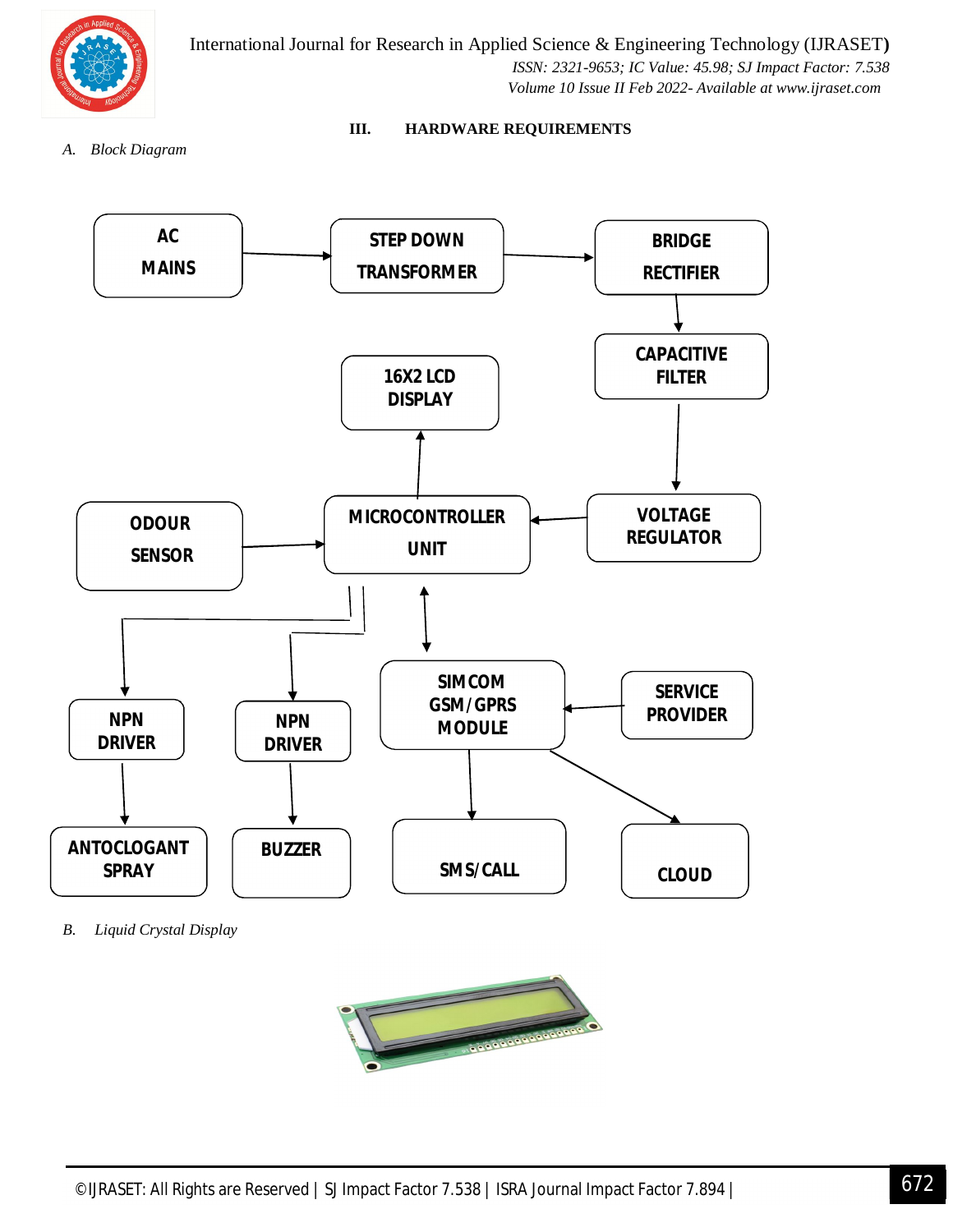## III. HARDWARE REQUIREMENTS

### *A. Block Diagram*

### *B. Liquid Crystal Display*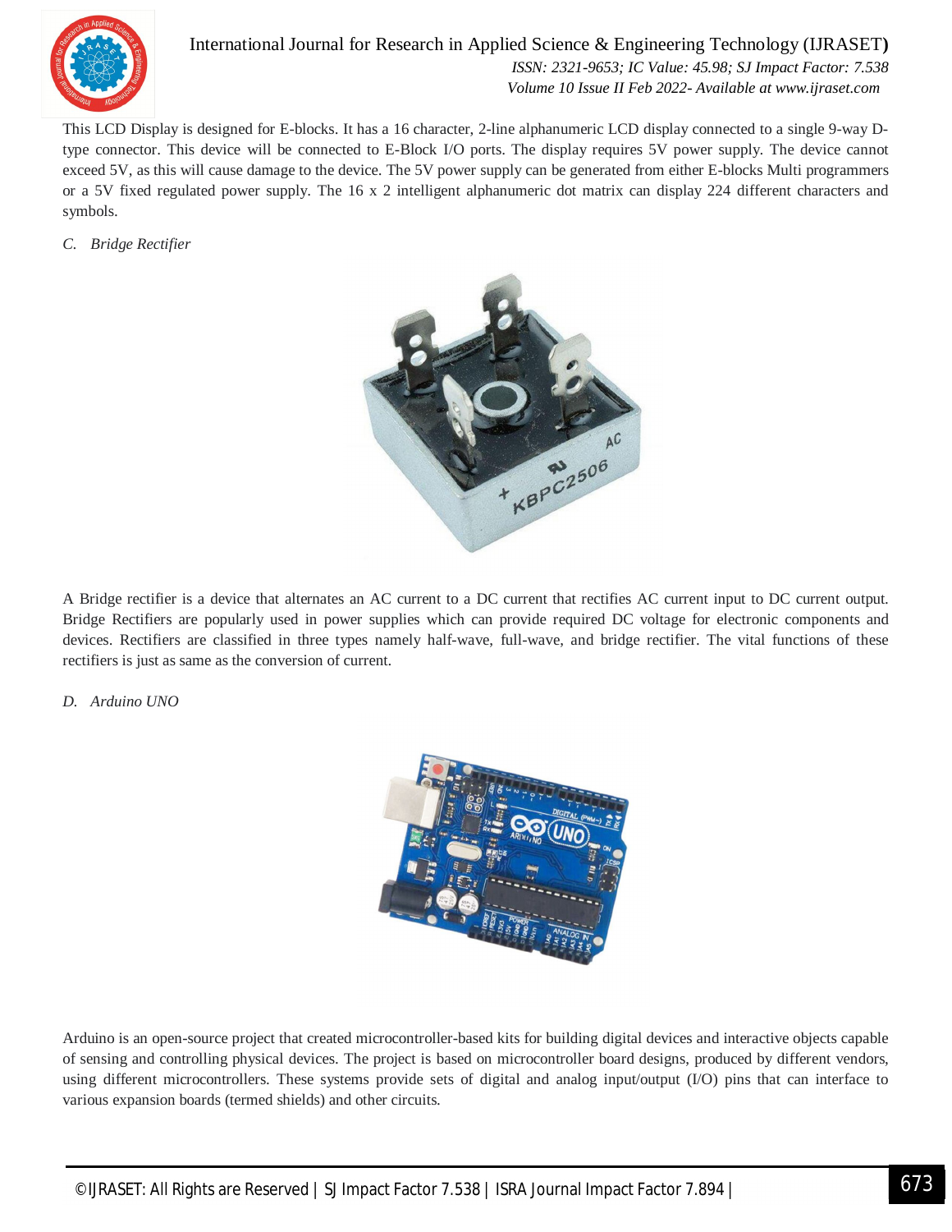This LCD Display is designed for E-blocks. It has a 16 character, 2-line alphanumeric LCD display connected to a single 9-way D-type connector. This device will be connected to E-Block I/O ports. The display requires 5V power supply. The device cannot exceed 5V, as this will cause damage to the device. The 5V power supply can be generated from either E-blocks Multi programmers or a 5V fixed regulated power supply. The 16 x 2 intelligent alphanumeric dot matrix can display 224 different characters and symbols.

### *C. Bridge Rectifier*

A Bridge rectifier is a device that alternates an AC current to a DC current that rectifies AC current input to DC current output. Bridge Rectifiers are popularly used in power supplies which can provide required DC voltage for electronic components and devices. Rectifiers are classified in three types namely half-wave, full-wave, and bridge rectifier. The vital functions of these rectifiers is just as same as the conversion of current.

### *D. Arduino UNO*

Arduino is an open-source project that created microcontroller-based kits for building digital devices and interactive objects capable of sensing and controlling physical devices. The project is based on microcontroller board designs, produced by different vendors, using different microcontrollers. These systems provide sets of digital and analog input/output (I/O) pins that can interface to various expansion boards (termed shields) and other circuits.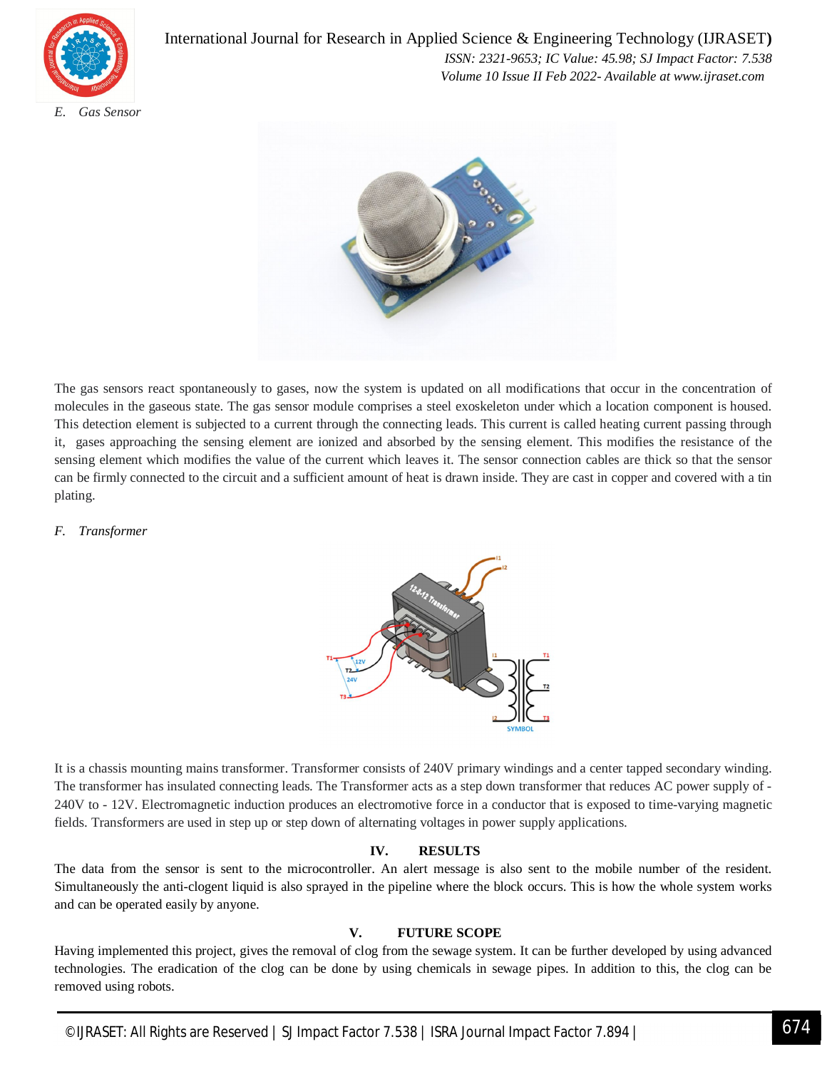### E. Gas Sensor

The gas sensors react spontaneously to gases, now the system is updated on all modifications that occur in the concentration of molecules in the gaseous state. The gas sensor module comprises a steel exoskeleton under which a location component is housed. This detection element is subjected to a current through the connecting leads. This current is called heating current passing through it, gases approaching the sensing element are ionized and absorbed by the sensing element. This modifies the resistance of the sensing element which modifies the value of the current which leaves it. The sensor connection cables are thick so that the sensor can be firmly connected to the circuit and a sufficient amount of heat is drawn inside. They are cast in copper and covered with a tin plating.

### F. Transformer

It is a chassis mounting mains transformer. Transformer consists of 240V primary windings and a center tapped secondary winding. The transformer has insulated connecting leads. The Transformer acts as a step down transformer that reduces AC power supply of -240V to - 12V. Electromagnetic induction produces an electromotive force in a conductor that is exposed to time-varying magnetic fields. Transformers are used in step up or step down of alternating voltages in power supply applications.

## IV. RESULTS

The data from the sensor is sent to the microcontroller. An alert message is also sent to the mobile number of the resident. Simultaneously the anti-clogent liquid is also sprayed in the pipeline where the block occurs. This is how the whole system works and can be operated easily by anyone.

## V. FUTURE SCOPE

Having implemented this project, gives the removal of clog from the sewage system. It can be further developed by using advanced technologies. The eradication of the clog can be done by using chemicals in sewage pipes. In addition to this, the clog can be removed using robots.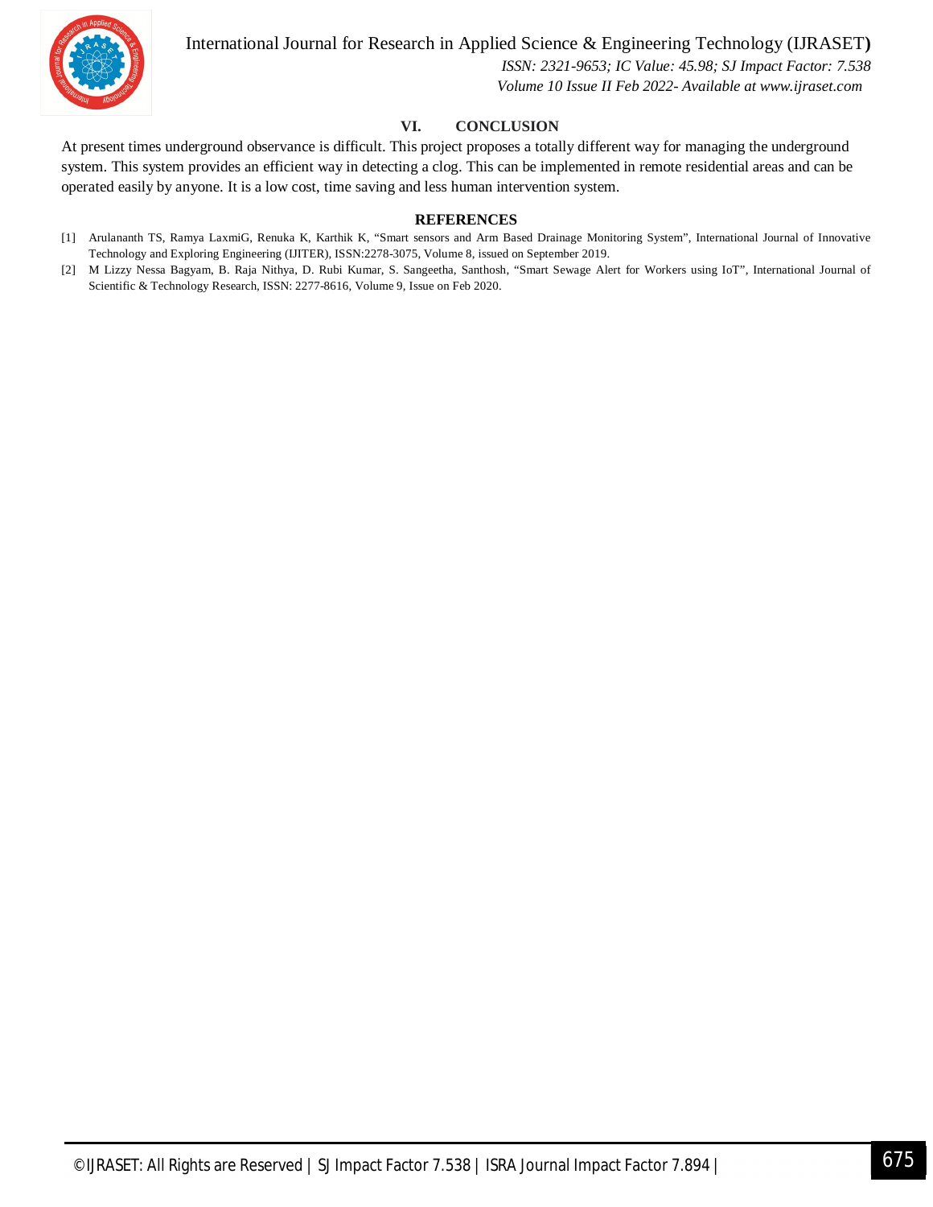## VI. CONCLUSION

At present times underground observance is difficult. This project proposes a totally different way for managing the underground system. This system provides an efficient way in detecting a clog. This can be implemented in remote residential areas and can be operated easily by anyone. It is a low cost, time saving and less human intervention system.

## REFERENCES

[1] Arulananth TS, Ramya LaxmiG, Renuka K, Karthik K, "Smart sensors and Arm Based Drainage Monitoring System", International Journal of Innovative Technology and Exploring Engineering (IJITER), ISSN:2278-3075, Volume 8, issued on September 2019.

[2] M Lizzy Nessa Bagyam, B. Raja Nithya, D. Rubi Kumar, S. Sangeetha, Santhosh, "Smart Sewage Alert for Workers using IoT", International Journal of Scientific & Technology Research, ISSN: 2277-8616, Volume 9, Issue on Feb 2020.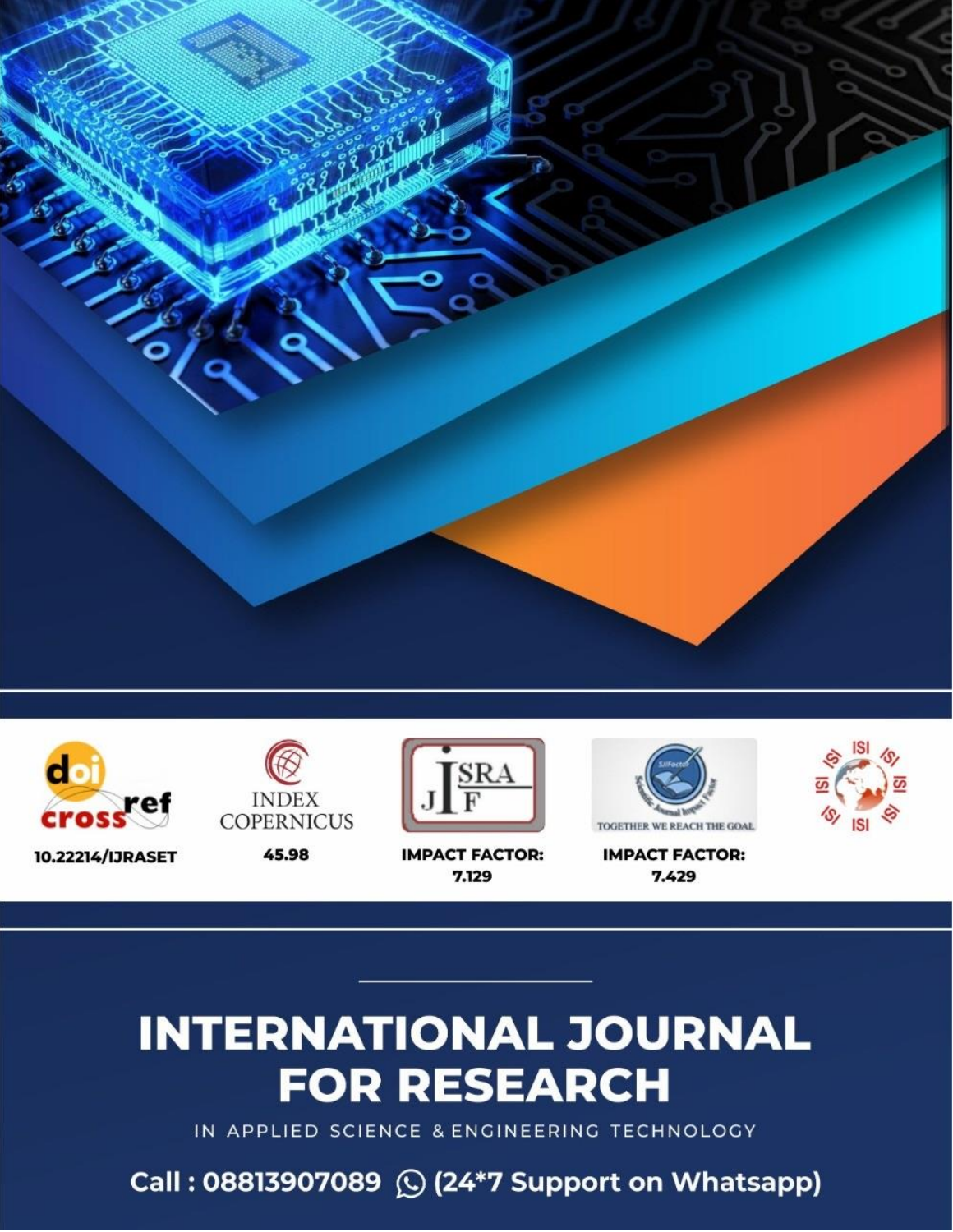10.22214/IJRASET

INDEX COPERNICUS

45.98

IMPACT FACTOR: 7.129

TOGETHER WE REACH THE GOAL

IMPACT FACTOR: 7.429

# INTERNATIONAL JOURNAL FOR RESEARCH

IN APPLIED SCIENCE & ENGINEERING TECHNOLOGY

Call : 08813907089 (24*7 Support on Whatsapp)